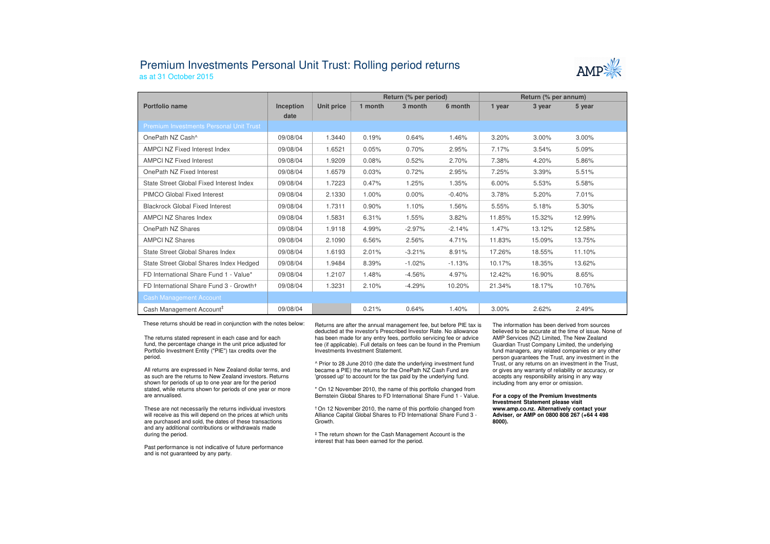# Premium Investments Personal Unit Trust: Rolling period returns

as at 31 October 2015

| Portfolio name | Inception date | Unit price | Return (% per period) | | | Return (% per annum) | | |
|---|---|---|---|---|---|---|---|---|
| | | | 1 month | 3 month | 6 month | 1 year | 3 year | 5 year |
| **Premium Investments Personal Unit Trust** | | | | | | | | |
| OnePath NZ Cash^ | 09/08/04 | 1.3440 | 0.19% | 0.64% | 1.46% | 3.20% | 3.00% | 3.00% |
| AMPCI NZ Fixed Interest Index | 09/08/04 | 1.6521 | 0.05% | 0.70% | 2.95% | 7.17% | 3.54% | 5.09% |
| AMPCI NZ Fixed Interest | 09/08/04 | 1.9209 | 0.08% | 0.52% | 2.70% | 7.38% | 4.20% | 5.86% |
| OnePath NZ Fixed Interest | 09/08/04 | 1.6579 | 0.03% | 0.72% | 2.95% | 7.25% | 3.39% | 5.51% |
| State Street Global Fixed Interest Index | 09/08/04 | 1.7223 | 0.47% | 1.25% | 1.35% | 6.00% | 5.53% | 5.58% |
| PIMCO Global Fixed Interest | 09/08/04 | 2.1330 | 1.00% | 0.00% | -0.40% | 3.78% | 5.20% | 7.01% |
| Blackrock Global Fixed Interest | 09/08/04 | 1.7311 | 0.90% | 1.10% | 1.56% | 5.55% | 5.18% | 5.30% |
| AMPCI NZ Shares Index | 09/08/04 | 1.5831 | 6.31% | 1.55% | 3.82% | 11.85% | 15.32% | 12.99% |
| OnePath NZ Shares | 09/08/04 | 1.9118 | 4.99% | -2.97% | -2.14% | 1.47% | 13.12% | 12.58% |
| AMPCI NZ Shares | 09/08/04 | 2.1090 | 6.56% | 2.56% | 4.71% | 11.83% | 15.09% | 13.75% |
| State Street Global Shares Index | 09/08/04 | 1.6193 | 2.01% | -3.21% | 8.91% | 17.26% | 18.55% | 11.10% |
| State Street Global Shares Index Hedged | 09/08/04 | 1.9484 | 8.39% | -1.02% | -1.13% | 10.17% | 18.35% | 13.62% |
| FD International Share Fund 1 - Value* | 09/08/04 | 1.2107 | 1.48% | -4.56% | 4.97% | 12.42% | 16.90% | 8.65% |
| FD International Share Fund 3 - Growth† | 09/08/04 | 1.3231 | 2.10% | -4.29% | 10.20% | 21.34% | 18.17% | 10.76% |
| **Cash Management Account** | | | | | | | | |
| Cash Management Account‡ | 09/08/04 | | 0.21% | 0.64% | 1.40% | 3.00% | 2.62% | 2.49% |

These returns should be read in conjunction with the notes below:

The returns stated represent in each case and for each fund, the percentage change in the unit price adjusted for Portfolio Investment Entity ("PIE") tax credits over the period.

All returns are expressed in New Zealand dollar terms, and as such are the returns to New Zealand investors. Returns shown for periods of up to one year are for the period stated, while returns shown for periods of one year or more are annualised.

These are not necessarily the returns individual investors will receive as this will depend on the prices at which units are purchased and sold, the dates of these transactions and any additional contributions or withdrawals made during the period.

Past performance is not indicative of future performance and is not guaranteed by any party.

Returns are after the annual management fee, but before PIE tax is deducted at the investor's Prescribed Investor Rate. No allowance has been made for any entry fees, portfolio servicing fee or advice fee (if applicable). Full details on fees can be found in the Premium Investments Investment Statement.

^ Prior to 28 June 2010 (the date the underlying investment fund became a PIE) the returns for the OnePath NZ Cash Fund are 'grossed up' to account for the tax paid by the underlying fund.

\* On 12 November 2010, the name of this portfolio changed from Bernstein Global Shares to FD International Share Fund 1 - Value.

† On 12 November 2010, the name of this portfolio changed from Alliance Capital Global Shares to FD International Share Fund 3 - Growth.

‡ The return shown for the Cash Management Account is the interest that has been earned for the period.

The information has been derived from sources believed to be accurate at the time of issue. None of AMP Services (NZ) Limited, The New Zealand Guardian Trust Company Limited, the underlying fund managers, any related companies or any other person guarantees the Trust, any investment in the Trust, or any returns on an investment in the Trust, or gives any warranty of reliability or accuracy, or accepts any responsibility arising in any way including from any error or omission.

**For a copy of the Premium Investments Investment Statement please visit www.amp.co.nz. Alternatively contact your Adviser, or AMP on 0800 808 267 (+64 4 498 8000).**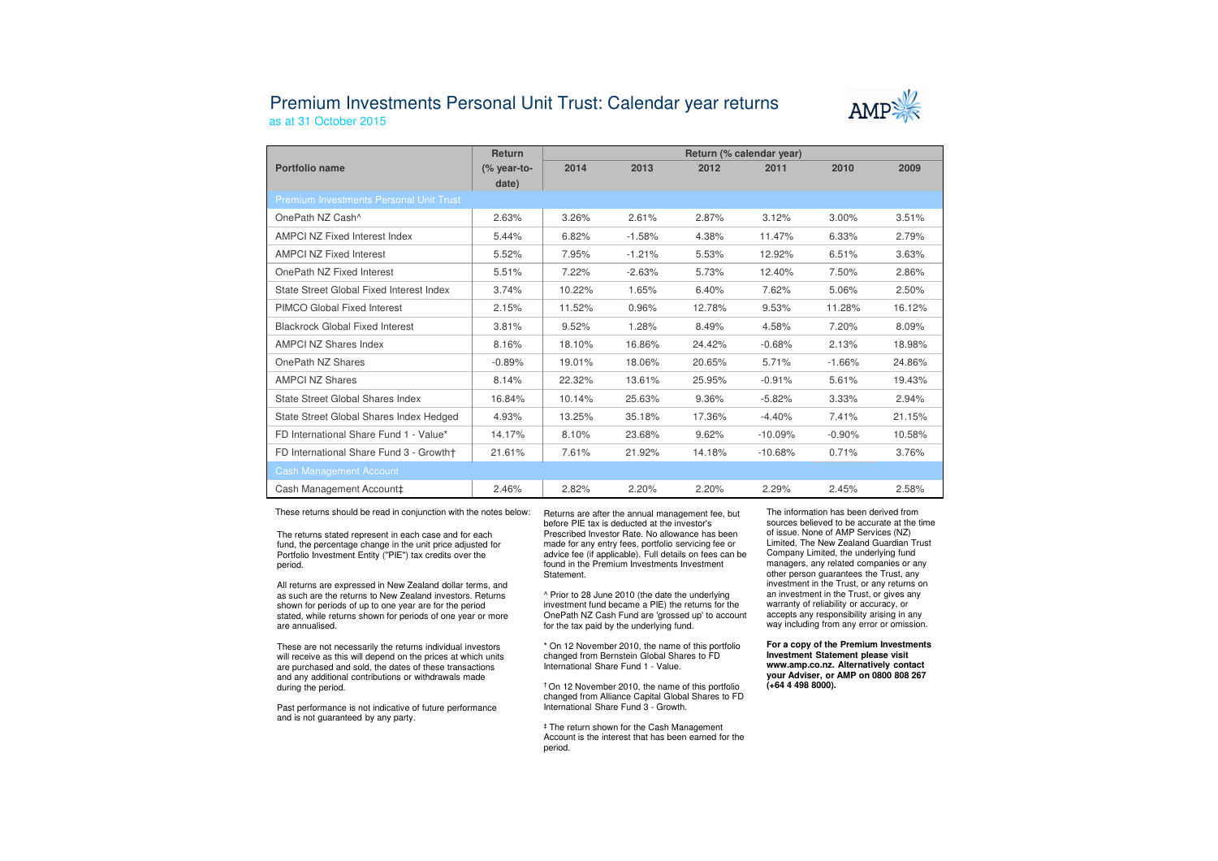# Premium Investments Personal Unit Trust: Calendar year returns

as at 31 October 2015

| Portfolio name | Return (% year-to-date) | Return (% calendar year) | | | | | |
|---|---|---|---|---|---|---|---|
| | | 2014 | 2013 | 2012 | 2011 | 2010 | 2009 |
| **Premium Investments Personal Unit Trust** | | | | | | | |
| OnePath NZ Cash^ | 2.63% | 3.26% | 2.61% | 2.87% | 3.12% | 3.00% | 3.51% |
| AMPCI NZ Fixed Interest Index | 5.44% | 6.82% | -1.58% | 4.38% | 11.47% | 6.33% | 2.79% |
| AMPCI NZ Fixed Interest | 5.52% | 7.95% | -1.21% | 5.53% | 12.92% | 6.51% | 3.63% |
| OnePath NZ Fixed Interest | 5.51% | 7.22% | -2.63% | 5.73% | 12.40% | 7.50% | 2.86% |
| State Street Global Fixed Interest Index | 3.74% | 10.22% | 1.65% | 6.40% | 7.62% | 5.06% | 2.50% |
| PIMCO Global Fixed Interest | 2.15% | 11.52% | 0.96% | 12.78% | 9.53% | 11.28% | 16.12% |
| Blackrock Global Fixed Interest | 3.81% | 9.52% | 1.28% | 8.49% | 4.58% | 7.20% | 8.09% |
| AMPCI NZ Shares Index | 8.16% | 18.10% | 16.86% | 24.42% | -0.68% | 2.13% | 18.98% |
| OnePath NZ Shares | -0.89% | 19.01% | 18.06% | 20.65% | 5.71% | -1.66% | 24.86% |
| AMPCI NZ Shares | 8.14% | 22.32% | 13.61% | 25.95% | -0.91% | 5.61% | 19.43% |
| State Street Global Shares Index | 16.84% | 10.14% | 25.63% | 9.36% | -5.82% | 3.33% | 2.94% |
| State Street Global Shares Index Hedged | 4.93% | 13.25% | 35.18% | 17.36% | -4.40% | 7.41% | 21.15% |
| FD International Share Fund 1 - Value* | 14.17% | 8.10% | 23.68% | 9.62% | -10.09% | -0.90% | 10.58% |
| FD International Share Fund 3 - Growth† | 21.61% | 7.61% | 21.92% | 14.18% | -10.68% | 0.71% | 3.76% |
| **Cash Management Account** | | | | | | | |
| Cash Management Account‡ | 2.46% | 2.82% | 2.20% | 2.20% | 2.29% | 2.45% | 2.58% |

These returns should be read in conjunction with the notes below:

The returns stated represent in each case and for each fund, the percentage change in the unit price adjusted for Portfolio Investment Entity ("PIE") tax credits over the period.

All returns are expressed in New Zealand dollar terms, and as such are the returns to New Zealand investors. Returns shown for periods of up to one year are for the period stated, while returns shown for periods of one year or more are annualised.

These are not necessarily the returns individual investors will receive as this will depend on the prices at which units are purchased and sold, the dates of these transactions and any additional contributions or withdrawals made during the period.

Past performance is not indicative of future performance and is not guaranteed by any party.

Returns are after the annual management fee, but before PIE tax is deducted at the investor's Prescribed Investor Rate. No allowance has been made for any entry fees, portfolio servicing fee or advice fee (if applicable). Full details on fees can be found in the Premium Investments Investment Statement.

^ Prior to 28 June 2010 (the date the underlying investment fund became a PIE) the returns for the OnePath NZ Cash Fund are 'grossed up' to account for the tax paid by the underlying fund.

* On 12 November 2010, the name of this portfolio changed from Bernstein Global Shares to FD International Share Fund 1 - Value.

† On 12 November 2010, the name of this portfolio changed from Alliance Capital Global Shares to FD International Share Fund 3 - Growth.

‡ The return shown for the Cash Management Account is the interest that has been earned for the period.

The information has been derived from sources believed to be accurate at the time of issue. None of AMP Services (NZ) Limited, The New Zealand Guardian Trust Company Limited, the underlying fund managers, any related companies or any other person guarantees the Trust, any investment in the Trust, or any returns on an investment in the Trust, or gives any warranty of reliability or accuracy, or accepts any responsibility arising in any way including from any error or omission.

**For a copy of the Premium Investments Investment Statement please visit www.amp.co.nz. Alternatively contact your Adviser, or AMP on 0800 808 267 (+64 4 498 8000).**